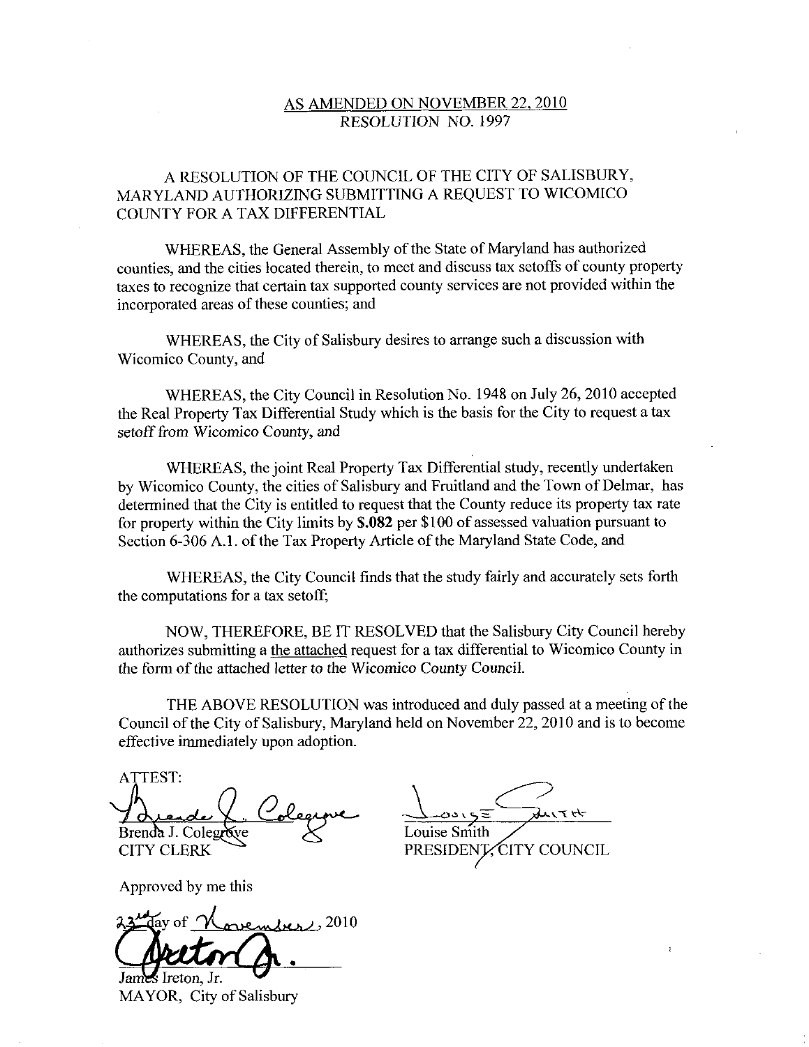AS AMENDED ON NOVEMBER 22, 2010
RESOLUTION NO. 1997

A RESOLUTION OF THE COUNCIL OF THE CITY OF SALISBURY, MARYLAND AUTHORIZING SUBMITTING A REQUEST TO WICOMICO COUNTY FOR A TAX DIFFERENTIAL

WHEREAS, the General Assembly of the State of Maryland has authorized counties, and the cities located therein, to meet and discuss tax setoffs of county property taxes to recognize that certain tax supported county services are not provided within the incorporated areas of these counties; and

WHEREAS, the City of Salisbury desires to arrange such a discussion with Wicomico County, and

WHEREAS, the City Council in Resolution No. 1948 on July 26, 2010 accepted the Real Property Tax Differential Study which is the basis for the City to request a tax setoff from Wicomico County, and

WHEREAS, the joint Real Property Tax Differential study, recently undertaken by Wicomico County, the cities of Salisbury and Fruitland and the Town of Delmar, has determined that the City is entitled to request that the County reduce its property tax rate for property within the City limits by **$.082** per $100 of assessed valuation pursuant to Section 6-306 A.1. of the Tax Property Article of the Maryland State Code, and

WHEREAS, the City Council finds that the study fairly and accurately sets forth the computations for a tax setoff;

NOW, THEREFORE, BE IT RESOLVED that the Salisbury City Council hereby authorizes submitting a the attached request for a tax differential to Wicomico County in the form of the attached letter to the Wicomico County Council.

THE ABOVE RESOLUTION was introduced and duly passed at a meeting of the Council of the City of Salisbury, Maryland held on November 22, 2010 and is to become effective immediately upon adoption.

ATTEST:

Brenda J. Colegrove
CITY CLERK

Louise Smith
PRESIDENT, CITY COUNCIL

Approved by me this

23rd day of November, 2010

James Ireton, Jr.
MAYOR, City of Salisbury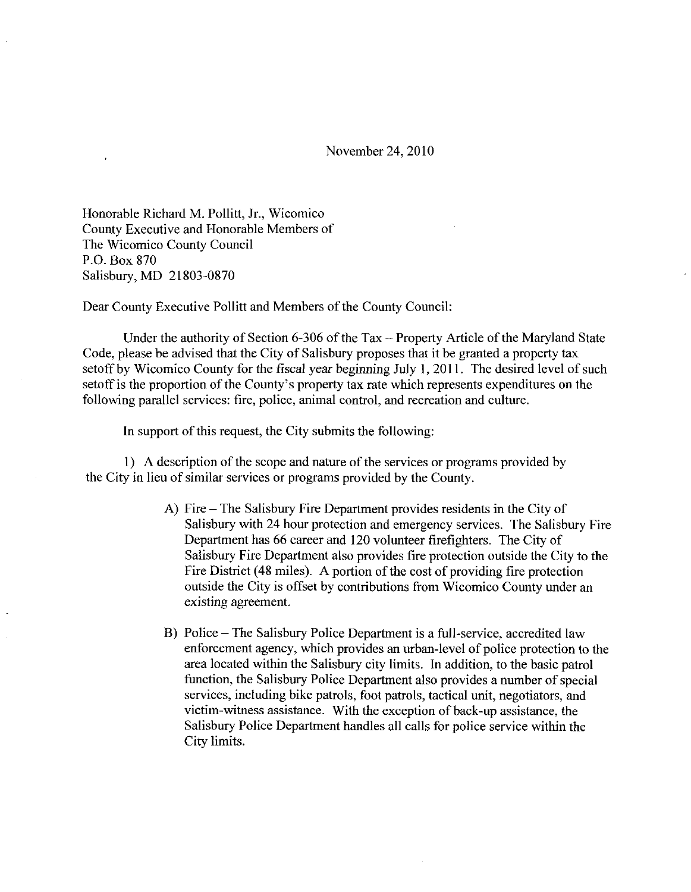November 24, 2010

Honorable Richard M. Pollitt, Jr., Wicomico
County Executive and Honorable Members of
The Wicomico County Council
P.O. Box 870
Salisbury, MD 21803-0870

Dear County Executive Pollitt and Members of the County Council:

Under the authority of Section 6-306 of the Tax – Property Article of the Maryland State Code, please be advised that the City of Salisbury proposes that it be granted a property tax setoff by Wicomico County for the fiscal year beginning July 1, 2011. The desired level of such setoff is the proportion of the County's property tax rate which represents expenditures on the following parallel services: fire, police, animal control, and recreation and culture.

In support of this request, the City submits the following:

1) A description of the scope and nature of the services or programs provided by the City in lieu of similar services or programs provided by the County.

A) Fire – The Salisbury Fire Department provides residents in the City of Salisbury with 24 hour protection and emergency services. The Salisbury Fire Department has 66 career and 120 volunteer firefighters. The City of Salisbury Fire Department also provides fire protection outside the City to the Fire District (48 miles). A portion of the cost of providing fire protection outside the City is offset by contributions from Wicomico County under an existing agreement.

B) Police – The Salisbury Police Department is a full-service, accredited law enforcement agency, which provides an urban-level of police protection to the area located within the Salisbury city limits. In addition, to the basic patrol function, the Salisbury Police Department also provides a number of special services, including bike patrols, foot patrols, tactical unit, negotiators, and victim-witness assistance. With the exception of back-up assistance, the Salisbury Police Department handles all calls for police service within the City limits.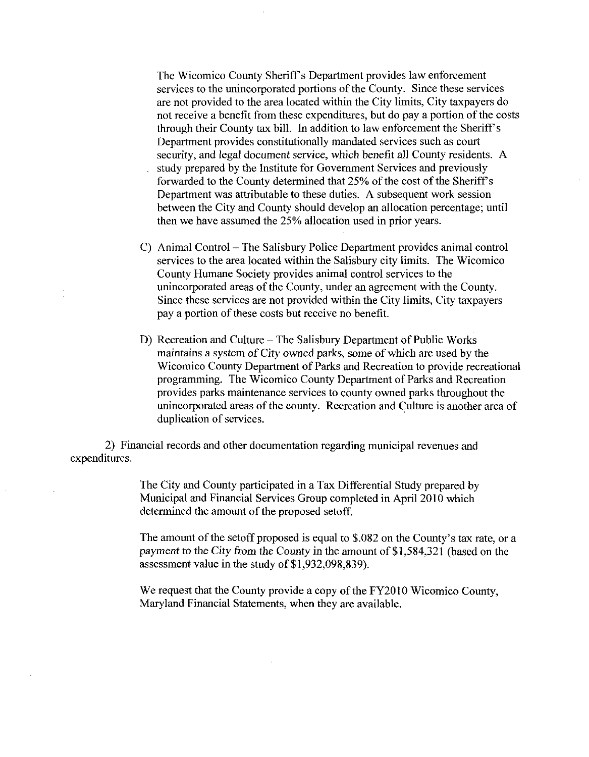The Wicomico County Sheriff's Department provides law enforcement services to the unincorporated portions of the County. Since these services are not provided to the area located within the City limits, City taxpayers do not receive a benefit from these expenditures, but do pay a portion of the costs through their County tax bill. In addition to law enforcement the Sheriff's Department provides constitutionally mandated services such as court security, and legal document service, which benefit all County residents. A study prepared by the Institute for Government Services and previously forwarded to the County determined that 25% of the cost of the Sheriff's Department was attributable to these duties. A subsequent work session between the City and County should develop an allocation percentage; until then we have assumed the 25% allocation used in prior years.

C) Animal Control – The Salisbury Police Department provides animal control services to the area located within the Salisbury city limits. The Wicomico County Humane Society provides animal control services to the unincorporated areas of the County, under an agreement with the County. Since these services are not provided within the City limits, City taxpayers pay a portion of these costs but receive no benefit.

D) Recreation and Culture – The Salisbury Department of Public Works maintains a system of City owned parks, some of which are used by the Wicomico County Department of Parks and Recreation to provide recreational programming. The Wicomico County Department of Parks and Recreation provides parks maintenance services to county owned parks throughout the unincorporated areas of the county. Recreation and Culture is another area of duplication of services.

2) Financial records and other documentation regarding municipal revenues and expenditures.

The City and County participated in a Tax Differential Study prepared by Municipal and Financial Services Group completed in April 2010 which determined the amount of the proposed setoff.

The amount of the setoff proposed is equal to $.082 on the County's tax rate, or a payment to the City from the County in the amount of $1,584,321 (based on the assessment value in the study of $1,932,098,839).

We request that the County provide a copy of the FY2010 Wicomico County, Maryland Financial Statements, when they are available.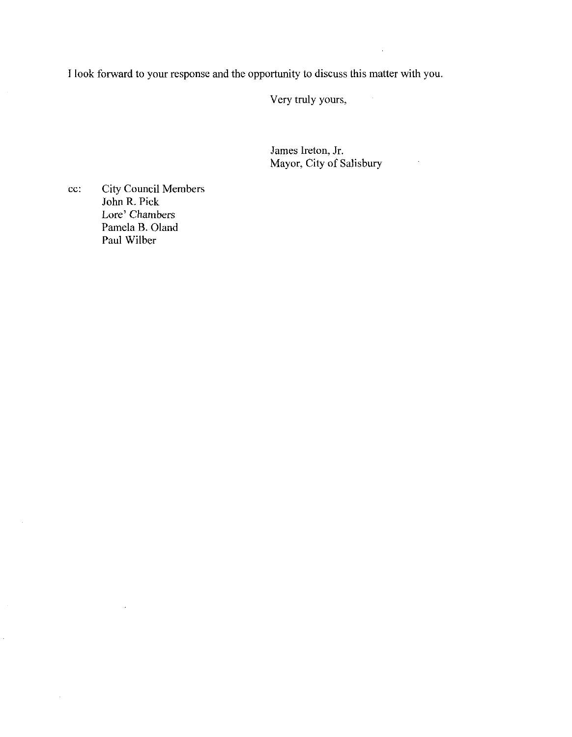I look forward to your response and the opportunity to discuss this matter with you.

Very truly yours,

James Ireton, Jr.
Mayor, City of Salisbury

cc: City Council Members
John R. Pick
Lore' Chambers
Pamela B. Oland
Paul Wilber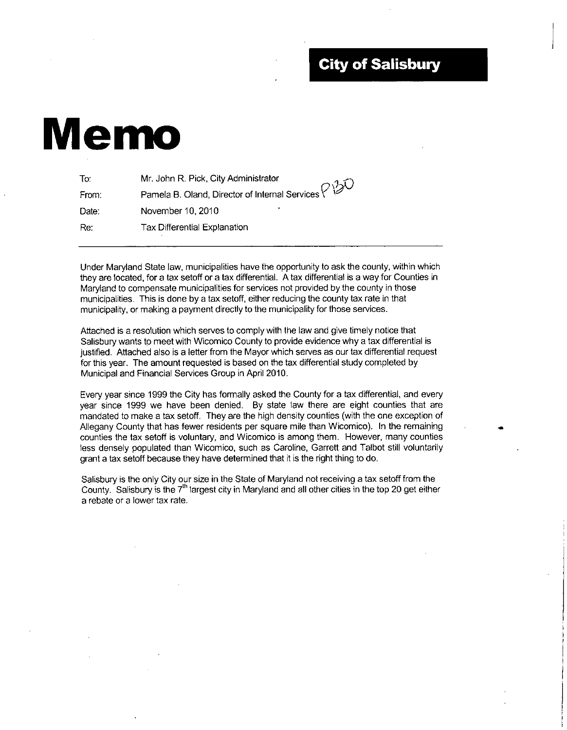**City of Salisbury**

# Memo

| | |
|---|---|
| To: | Mr. John R. Pick, City Administrator |
| From: | Pamela B. Oland, Director of Internal Services PBO |
| Date: | November 10, 2010 |
| Re: | Tax Differential Explanation |

---

Under Maryland State law, municipalities have the opportunity to ask the county, within which they are located, for a tax setoff or a tax differential. A tax differential is a way for Counties in Maryland to compensate municipalities for services not provided by the county in those municipalities. This is done by a tax setoff, either reducing the county tax rate in that municipality, or making a payment directly to the municipality for those services.

Attached is a resolution which serves to comply with the law and give timely notice that Salisbury wants to meet with Wicomico County to provide evidence why a tax differential is justified. Attached also is a letter from the Mayor which serves as our tax differential request for this year. The amount requested is based on the tax differential study completed by Municipal and Financial Services Group in April 2010.

Every year since 1999 the City has formally asked the County for a tax differential, and every year since 1999 we have been denied. By state law there are eight counties that are mandated to make a tax setoff. They are the high density counties (with the one exception of Allegany County that has fewer residents per square mile than Wicomico). In the remaining counties the tax setoff is voluntary, and Wicomico is among them. However, many counties less densely populated than Wicomico, such as Caroline, Garrett and Talbot still voluntarily grant a tax setoff because they have determined that it is the right thing to do.

Salisbury is the only City our size in the State of Maryland not receiving a tax setoff from the County. Salisbury is the 7th largest city in Maryland and all other cities in the top 20 get either a rebate or a lower tax rate.